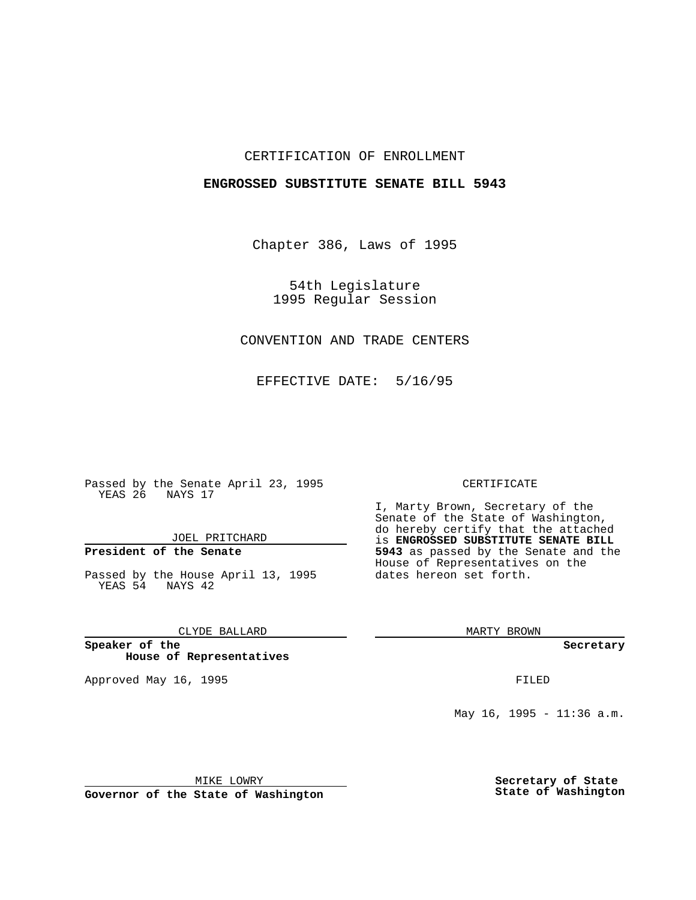CERTIFICATION OF ENROLLMENT

**ENGROSSED SUBSTITUTE SENATE BILL 5943**

Chapter 386, Laws of 1995

54th Legislature
1995 Regular Session

CONVENTION AND TRADE CENTERS

EFFECTIVE DATE: 5/16/95

Passed by the Senate April 23, 1995
YEAS 26 NAYS 17

JOEL PRITCHARD

**President of the Senate**

Passed by the House April 13, 1995
YEAS 54 NAYS 42

CLYDE BALLARD

**Speaker of the House of Representatives**

Approved May 16, 1995

MIKE LOWRY

**Governor of the State of Washington**

CERTIFICATE

I, Marty Brown, Secretary of the Senate of the State of Washington, do hereby certify that the attached is **ENGROSSED SUBSTITUTE SENATE BILL 5943** as passed by the Senate and the House of Representatives on the dates hereon set forth.

MARTY BROWN

**Secretary**

FILED

May 16, 1995 - 11:36 a.m.

**Secretary of State**
**State of Washington**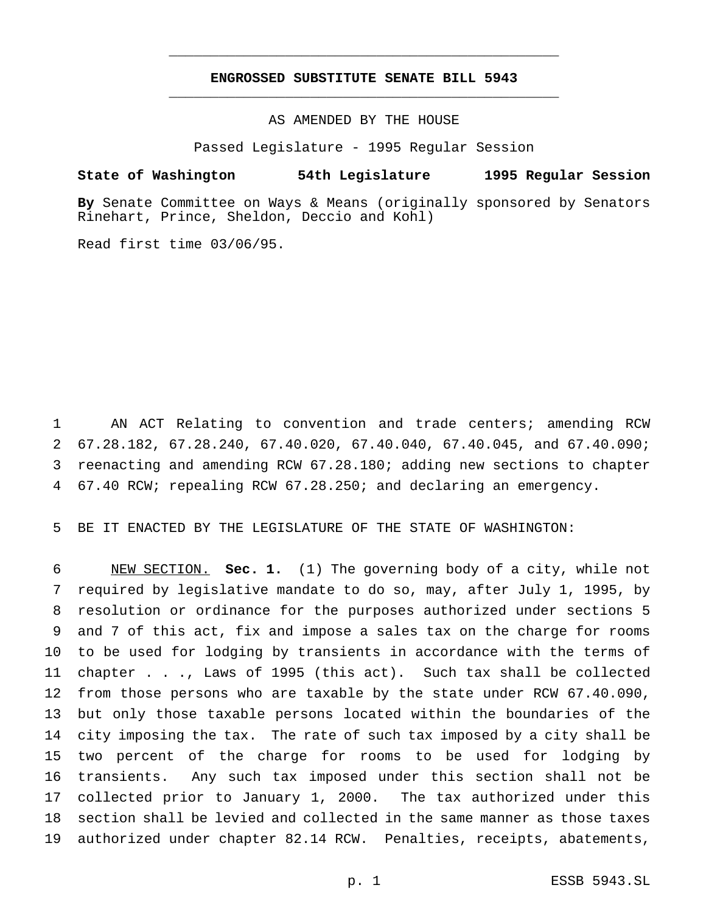**ENGROSSED SUBSTITUTE SENATE BILL 5943**

AS AMENDED BY THE HOUSE

Passed Legislature - 1995 Regular Session

**State of Washington 54th Legislature 1995 Regular Session**

**By** Senate Committee on Ways & Means (originally sponsored by Senators Rinehart, Prince, Sheldon, Deccio and Kohl)

Read first time 03/06/95.

AN ACT Relating to convention and trade centers; amending RCW 67.28.182, 67.28.240, 67.40.020, 67.40.040, 67.40.045, and 67.40.090; reenacting and amending RCW 67.28.180; adding new sections to chapter 67.40 RCW; repealing RCW 67.28.250; and declaring an emergency.

BE IT ENACTED BY THE LEGISLATURE OF THE STATE OF WASHINGTON:

NEW SECTION. **Sec. 1.** (1) The governing body of a city, while not required by legislative mandate to do so, may, after July 1, 1995, by resolution or ordinance for the purposes authorized under sections 5 and 7 of this act, fix and impose a sales tax on the charge for rooms to be used for lodging by transients in accordance with the terms of chapter . . ., Laws of 1995 (this act). Such tax shall be collected from those persons who are taxable by the state under RCW 67.40.090, but only those taxable persons located within the boundaries of the city imposing the tax. The rate of such tax imposed by a city shall be two percent of the charge for rooms to be used for lodging by transients. Any such tax imposed under this section shall not be collected prior to January 1, 2000. The tax authorized under this section shall be levied and collected in the same manner as those taxes authorized under chapter 82.14 RCW. Penalties, receipts, abatements,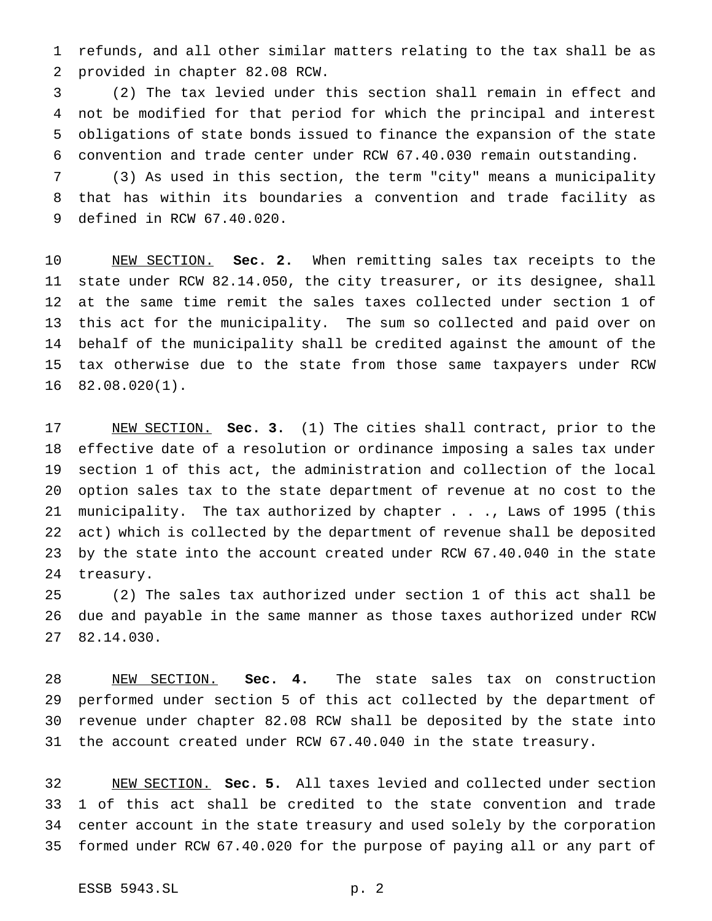refunds, and all other similar matters relating to the tax shall be as provided in chapter 82.08 RCW.

(2) The tax levied under this section shall remain in effect and not be modified for that period for which the principal and interest obligations of state bonds issued to finance the expansion of the state convention and trade center under RCW 67.40.030 remain outstanding.

(3) As used in this section, the term "city" means a municipality that has within its boundaries a convention and trade facility as defined in RCW 67.40.020.

NEW SECTION. **Sec. 2.** When remitting sales tax receipts to the state under RCW 82.14.050, the city treasurer, or its designee, shall at the same time remit the sales taxes collected under section 1 of this act for the municipality. The sum so collected and paid over on behalf of the municipality shall be credited against the amount of the tax otherwise due to the state from those same taxpayers under RCW 82.08.020(1).

NEW SECTION. **Sec. 3.** (1) The cities shall contract, prior to the effective date of a resolution or ordinance imposing a sales tax under section 1 of this act, the administration and collection of the local option sales tax to the state department of revenue at no cost to the municipality. The tax authorized by chapter . . ., Laws of 1995 (this act) which is collected by the department of revenue shall be deposited by the state into the account created under RCW 67.40.040 in the state treasury.

(2) The sales tax authorized under section 1 of this act shall be due and payable in the same manner as those taxes authorized under RCW 82.14.030.

NEW SECTION. **Sec. 4.** The state sales tax on construction performed under section 5 of this act collected by the department of revenue under chapter 82.08 RCW shall be deposited by the state into the account created under RCW 67.40.040 in the state treasury.

NEW SECTION. **Sec. 5.** All taxes levied and collected under section 1 of this act shall be credited to the state convention and trade center account in the state treasury and used solely by the corporation formed under RCW 67.40.020 for the purpose of paying all or any part of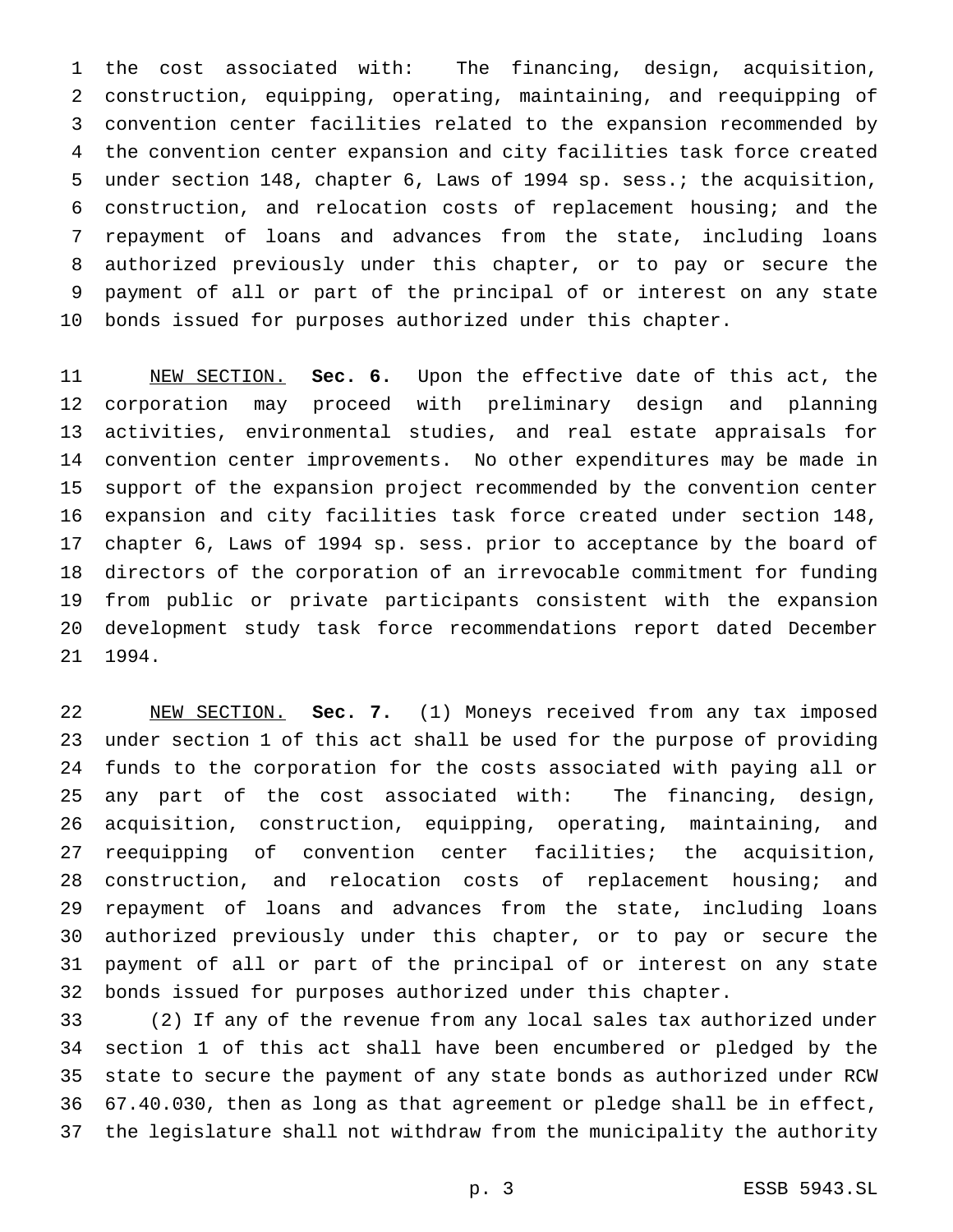the cost associated with: The financing, design, acquisition, construction, equipping, operating, maintaining, and reequipping of convention center facilities related to the expansion recommended by the convention center expansion and city facilities task force created under section 148, chapter 6, Laws of 1994 sp. sess.; the acquisition, construction, and relocation costs of replacement housing; and the repayment of loans and advances from the state, including loans authorized previously under this chapter, or to pay or secure the payment of all or part of the principal of or interest on any state bonds issued for purposes authorized under this chapter.

NEW SECTION. **Sec. 6.** Upon the effective date of this act, the corporation may proceed with preliminary design and planning activities, environmental studies, and real estate appraisals for convention center improvements. No other expenditures may be made in support of the expansion project recommended by the convention center expansion and city facilities task force created under section 148, chapter 6, Laws of 1994 sp. sess. prior to acceptance by the board of directors of the corporation of an irrevocable commitment for funding from public or private participants consistent with the expansion development study task force recommendations report dated December 1994.

NEW SECTION. **Sec. 7.** (1) Moneys received from any tax imposed under section 1 of this act shall be used for the purpose of providing funds to the corporation for the costs associated with paying all or any part of the cost associated with: The financing, design, acquisition, construction, equipping, operating, maintaining, and reequipping of convention center facilities; the acquisition, construction, and relocation costs of replacement housing; and repayment of loans and advances from the state, including loans authorized previously under this chapter, or to pay or secure the payment of all or part of the principal of or interest on any state bonds issued for purposes authorized under this chapter.

(2) If any of the revenue from any local sales tax authorized under section 1 of this act shall have been encumbered or pledged by the state to secure the payment of any state bonds as authorized under RCW 67.40.030, then as long as that agreement or pledge shall be in effect, the legislature shall not withdraw from the municipality the authority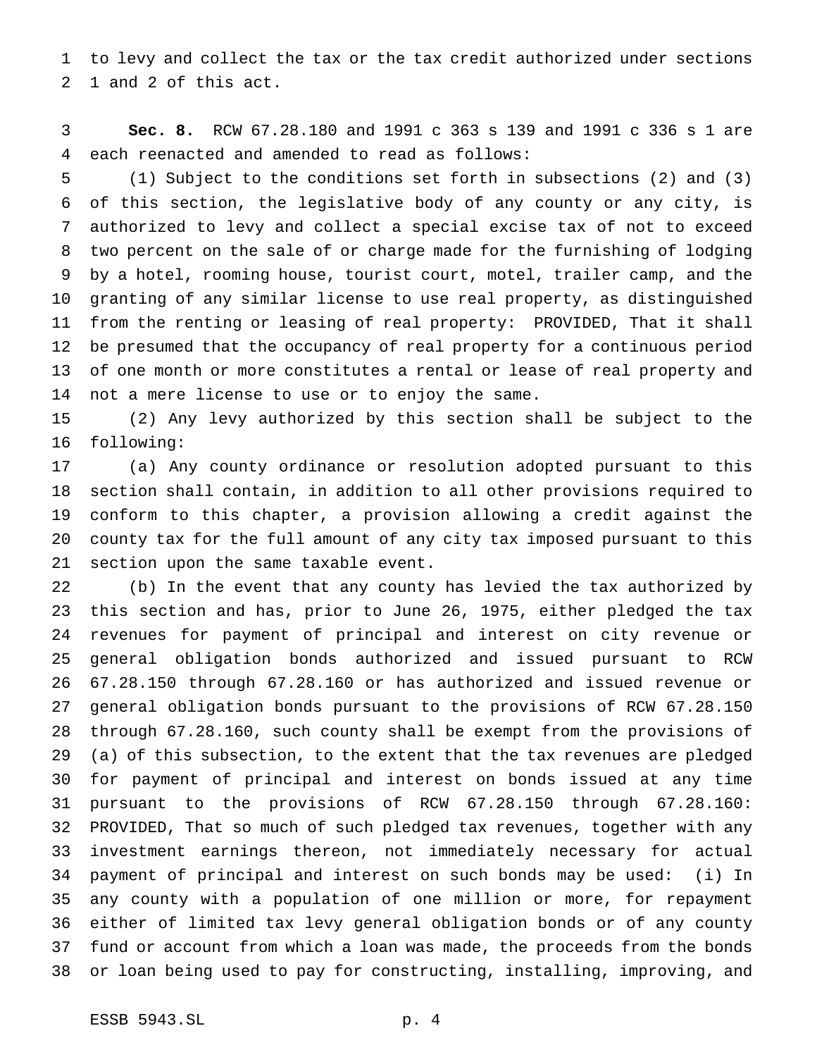to levy and collect the tax or the tax credit authorized under sections 1 and 2 of this act.

**Sec. 8.** RCW 67.28.180 and 1991 c 363 s 139 and 1991 c 336 s 1 are each reenacted and amended to read as follows:

(1) Subject to the conditions set forth in subsections (2) and (3) of this section, the legislative body of any county or any city, is authorized to levy and collect a special excise tax of not to exceed two percent on the sale of or charge made for the furnishing of lodging by a hotel, rooming house, tourist court, motel, trailer camp, and the granting of any similar license to use real property, as distinguished from the renting or leasing of real property: PROVIDED, That it shall be presumed that the occupancy of real property for a continuous period of one month or more constitutes a rental or lease of real property and not a mere license to use or to enjoy the same.

(2) Any levy authorized by this section shall be subject to the following:

(a) Any county ordinance or resolution adopted pursuant to this section shall contain, in addition to all other provisions required to conform to this chapter, a provision allowing a credit against the county tax for the full amount of any city tax imposed pursuant to this section upon the same taxable event.

(b) In the event that any county has levied the tax authorized by this section and has, prior to June 26, 1975, either pledged the tax revenues for payment of principal and interest on city revenue or general obligation bonds authorized and issued pursuant to RCW 67.28.150 through 67.28.160 or has authorized and issued revenue or general obligation bonds pursuant to the provisions of RCW 67.28.150 through 67.28.160, such county shall be exempt from the provisions of (a) of this subsection, to the extent that the tax revenues are pledged for payment of principal and interest on bonds issued at any time pursuant to the provisions of RCW 67.28.150 through 67.28.160: PROVIDED, That so much of such pledged tax revenues, together with any investment earnings thereon, not immediately necessary for actual payment of principal and interest on such bonds may be used: (i) In any county with a population of one million or more, for repayment either of limited tax levy general obligation bonds or of any county fund or account from which a loan was made, the proceeds from the bonds or loan being used to pay for constructing, installing, improving, and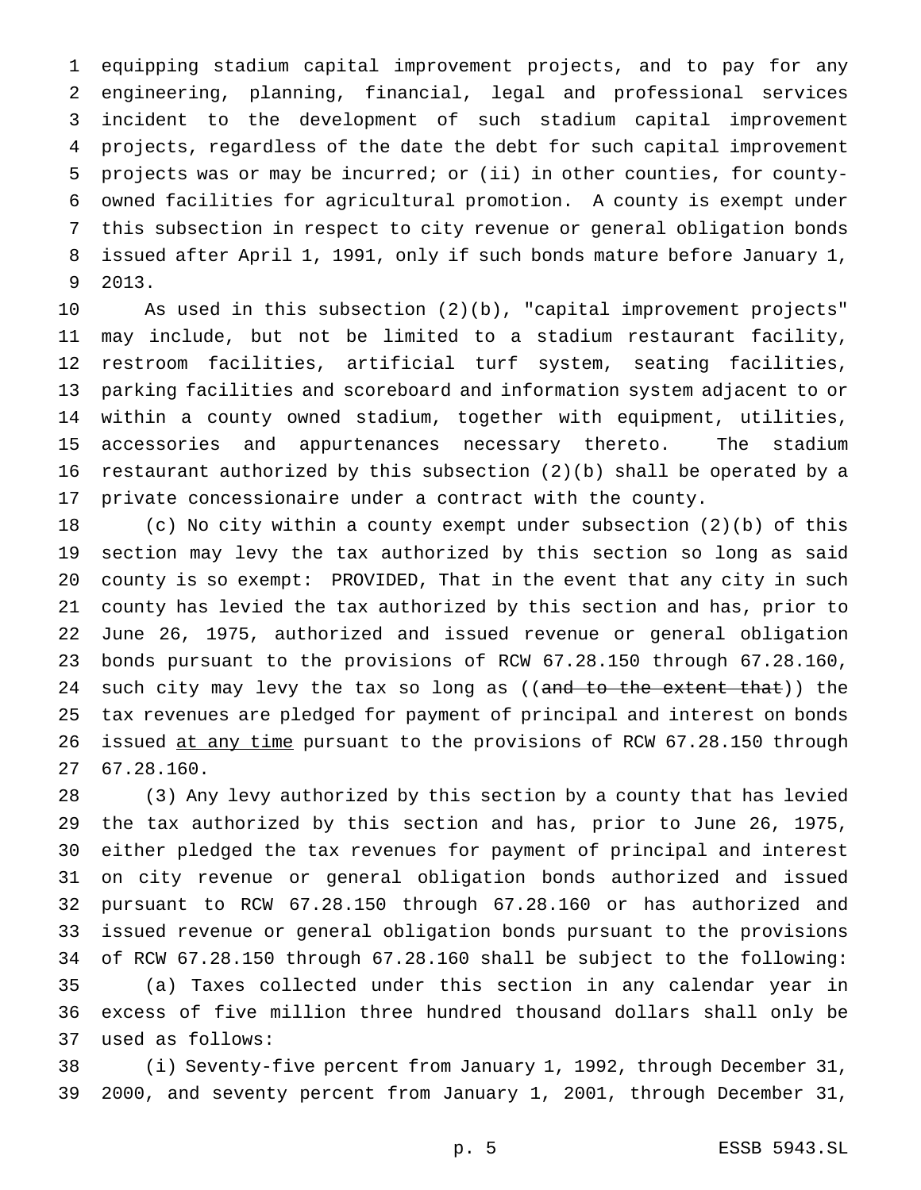equipping stadium capital improvement projects, and to pay for any engineering, planning, financial, legal and professional services incident to the development of such stadium capital improvement projects, regardless of the date the debt for such capital improvement projects was or may be incurred; or (ii) in other counties, for county-owned facilities for agricultural promotion. A county is exempt under this subsection in respect to city revenue or general obligation bonds issued after April 1, 1991, only if such bonds mature before January 1, 2013.

As used in this subsection (2)(b), "capital improvement projects" may include, but not be limited to a stadium restaurant facility, restroom facilities, artificial turf system, seating facilities, parking facilities and scoreboard and information system adjacent to or within a county owned stadium, together with equipment, utilities, accessories and appurtenances necessary thereto. The stadium restaurant authorized by this subsection (2)(b) shall be operated by a private concessionaire under a contract with the county.

(c) No city within a county exempt under subsection (2)(b) of this section may levy the tax authorized by this section so long as said county is so exempt: PROVIDED, That in the event that any city in such county has levied the tax authorized by this section and has, prior to June 26, 1975, authorized and issued revenue or general obligation bonds pursuant to the provisions of RCW 67.28.150 through 67.28.160, such city may levy the tax so long as ((~~and to the extent that~~)) the tax revenues are pledged for payment of principal and interest on bonds issued <u>at any time</u> pursuant to the provisions of RCW 67.28.150 through 67.28.160.

(3) Any levy authorized by this section by a county that has levied the tax authorized by this section and has, prior to June 26, 1975, either pledged the tax revenues for payment of principal and interest on city revenue or general obligation bonds authorized and issued pursuant to RCW 67.28.150 through 67.28.160 or has authorized and issued revenue or general obligation bonds pursuant to the provisions of RCW 67.28.150 through 67.28.160 shall be subject to the following:

(a) Taxes collected under this section in any calendar year in excess of five million three hundred thousand dollars shall only be used as follows:

(i) Seventy-five percent from January 1, 1992, through December 31, 2000, and seventy percent from January 1, 2001, through December 31,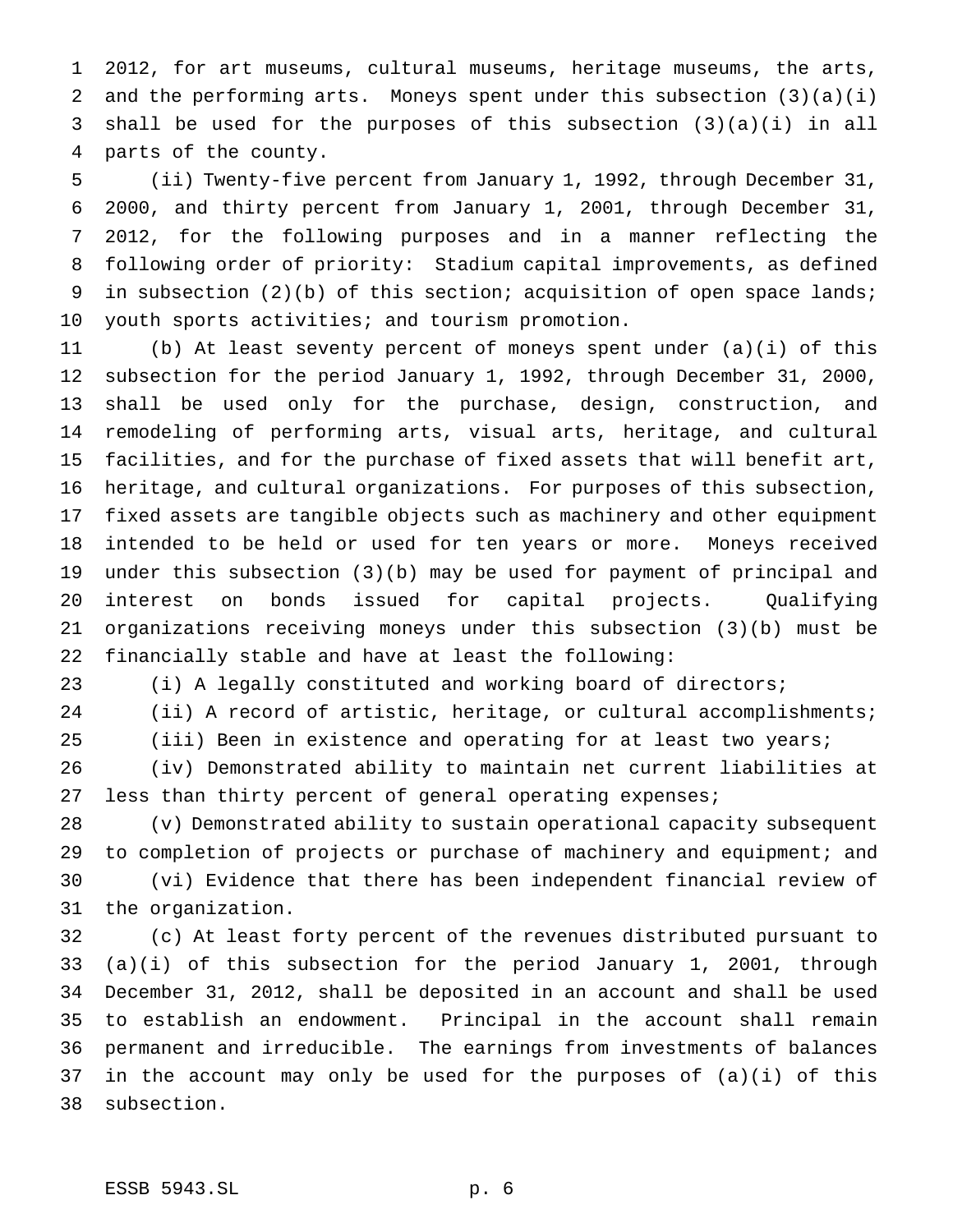2012, for art museums, cultural museums, heritage museums, the arts, and the performing arts. Moneys spent under this subsection (3)(a)(i) shall be used for the purposes of this subsection (3)(a)(i) in all parts of the county.

(ii) Twenty-five percent from January 1, 1992, through December 31, 2000, and thirty percent from January 1, 2001, through December 31, 2012, for the following purposes and in a manner reflecting the following order of priority: Stadium capital improvements, as defined in subsection (2)(b) of this section; acquisition of open space lands; youth sports activities; and tourism promotion.

(b) At least seventy percent of moneys spent under (a)(i) of this subsection for the period January 1, 1992, through December 31, 2000, shall be used only for the purchase, design, construction, and remodeling of performing arts, visual arts, heritage, and cultural facilities, and for the purchase of fixed assets that will benefit art, heritage, and cultural organizations. For purposes of this subsection, fixed assets are tangible objects such as machinery and other equipment intended to be held or used for ten years or more. Moneys received under this subsection (3)(b) may be used for payment of principal and interest on bonds issued for capital projects. Qualifying organizations receiving moneys under this subsection (3)(b) must be financially stable and have at least the following:

(i) A legally constituted and working board of directors;

(ii) A record of artistic, heritage, or cultural accomplishments;

(iii) Been in existence and operating for at least two years;

(iv) Demonstrated ability to maintain net current liabilities at less than thirty percent of general operating expenses;

(v) Demonstrated ability to sustain operational capacity subsequent to completion of projects or purchase of machinery and equipment; and

(vi) Evidence that there has been independent financial review of the organization.

(c) At least forty percent of the revenues distributed pursuant to (a)(i) of this subsection for the period January 1, 2001, through December 31, 2012, shall be deposited in an account and shall be used to establish an endowment. Principal in the account shall remain permanent and irreducible. The earnings from investments of balances in the account may only be used for the purposes of (a)(i) of this subsection.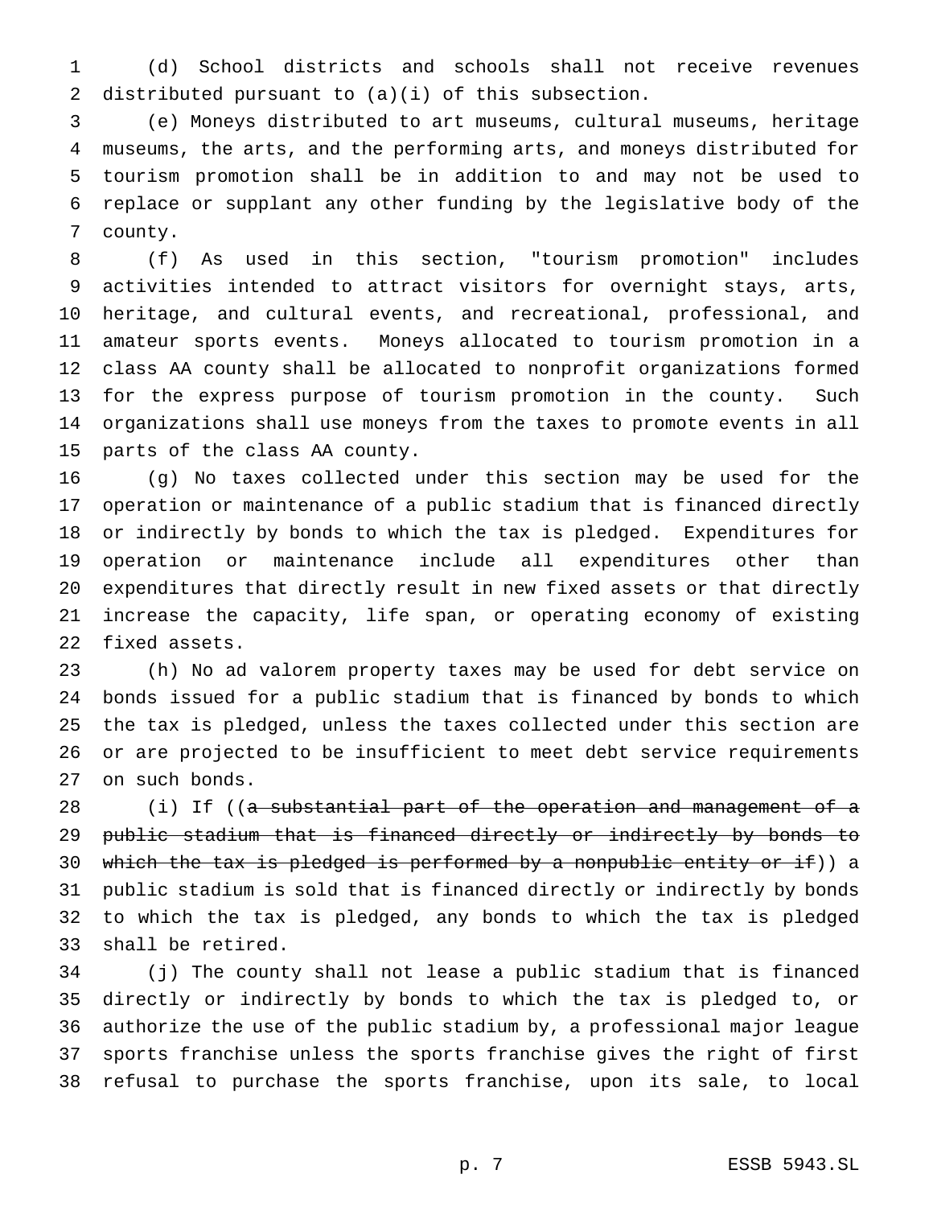(d) School districts and schools shall not receive revenues distributed pursuant to (a)(i) of this subsection.

(e) Moneys distributed to art museums, cultural museums, heritage museums, the arts, and the performing arts, and moneys distributed for tourism promotion shall be in addition to and may not be used to replace or supplant any other funding by the legislative body of the county.

(f) As used in this section, "tourism promotion" includes activities intended to attract visitors for overnight stays, arts, heritage, and cultural events, and recreational, professional, and amateur sports events. Moneys allocated to tourism promotion in a class AA county shall be allocated to nonprofit organizations formed for the express purpose of tourism promotion in the county. Such organizations shall use moneys from the taxes to promote events in all parts of the class AA county.

(g) No taxes collected under this section may be used for the operation or maintenance of a public stadium that is financed directly or indirectly by bonds to which the tax is pledged. Expenditures for operation or maintenance include all expenditures other than expenditures that directly result in new fixed assets or that directly increase the capacity, life span, or operating economy of existing fixed assets.

(h) No ad valorem property taxes may be used for debt service on bonds issued for a public stadium that is financed by bonds to which the tax is pledged, unless the taxes collected under this section are or are projected to be insufficient to meet debt service requirements on such bonds.

(i) If ((~~a substantial part of the operation and management of a public stadium that is financed directly or indirectly by bonds to which the tax is pledged is performed by a nonpublic entity or if~~)) a public stadium is sold that is financed directly or indirectly by bonds to which the tax is pledged, any bonds to which the tax is pledged shall be retired.

(j) The county shall not lease a public stadium that is financed directly or indirectly by bonds to which the tax is pledged to, or authorize the use of the public stadium by, a professional major league sports franchise unless the sports franchise gives the right of first refusal to purchase the sports franchise, upon its sale, to local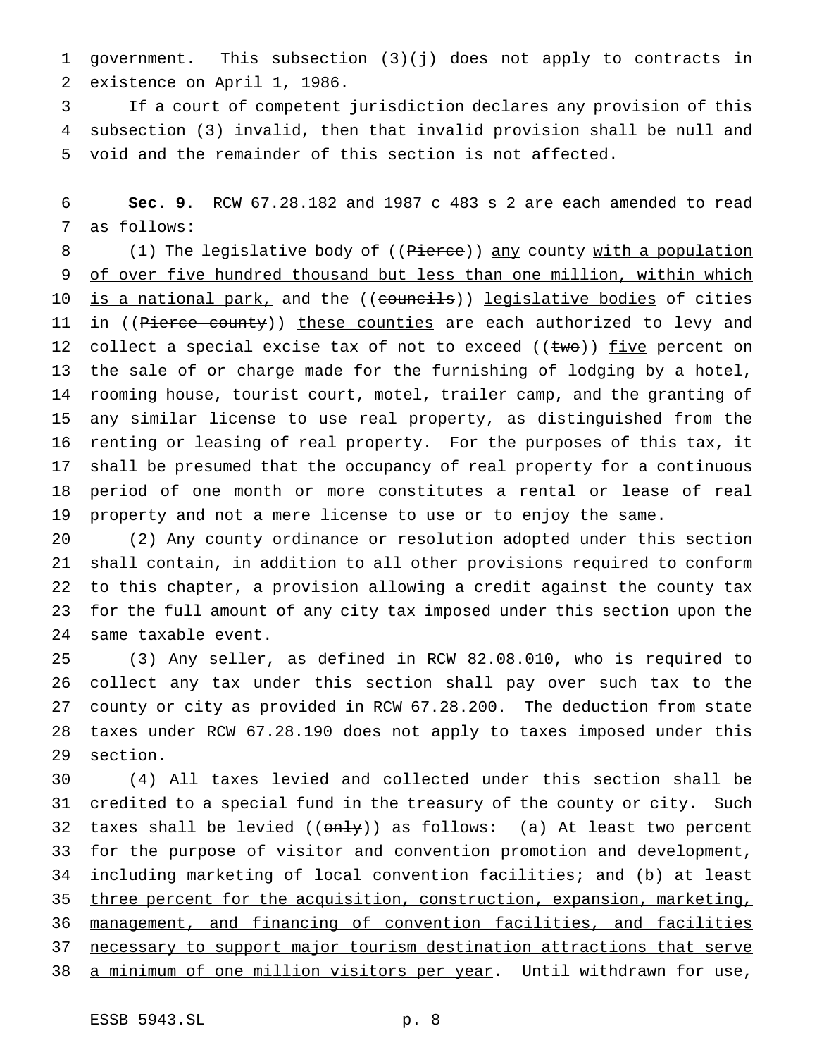government. This subsection (3)(j) does not apply to contracts in existence on April 1, 1986.

If a court of competent jurisdiction declares any provision of this subsection (3) invalid, then that invalid provision shall be null and void and the remainder of this section is not affected.

**Sec. 9.** RCW 67.28.182 and 1987 c 483 s 2 are each amended to read as follows:

(1) The legislative body of ((~~Pierce~~)) <u>any</u> county <u>with a population of over five hundred thousand but less than one million, within which is a national park,</u> and the ((~~councils~~)) <u>legislative bodies</u> of cities in ((~~Pierce county~~)) <u>these counties</u> are each authorized to levy and collect a special excise tax of not to exceed ((~~two~~)) <u>five</u> percent on the sale of or charge made for the furnishing of lodging by a hotel, rooming house, tourist court, motel, trailer camp, and the granting of any similar license to use real property, as distinguished from the renting or leasing of real property. For the purposes of this tax, it shall be presumed that the occupancy of real property for a continuous period of one month or more constitutes a rental or lease of real property and not a mere license to use or to enjoy the same.

(2) Any county ordinance or resolution adopted under this section shall contain, in addition to all other provisions required to conform to this chapter, a provision allowing a credit against the county tax for the full amount of any city tax imposed under this section upon the same taxable event.

(3) Any seller, as defined in RCW 82.08.010, who is required to collect any tax under this section shall pay over such tax to the county or city as provided in RCW 67.28.200. The deduction from state taxes under RCW 67.28.190 does not apply to taxes imposed under this section.

(4) All taxes levied and collected under this section shall be credited to a special fund in the treasury of the county or city. Such taxes shall be levied ((~~only~~)) <u>as follows: (a) At least two percent</u> for the purpose of visitor and convention promotion and development<u>, including marketing of local convention facilities; and (b) at least three percent for the acquisition, construction, expansion, marketing, management, and financing of convention facilities, and facilities necessary to support major tourism destination attractions that serve a minimum of one million visitors per year</u>. Until withdrawn for use,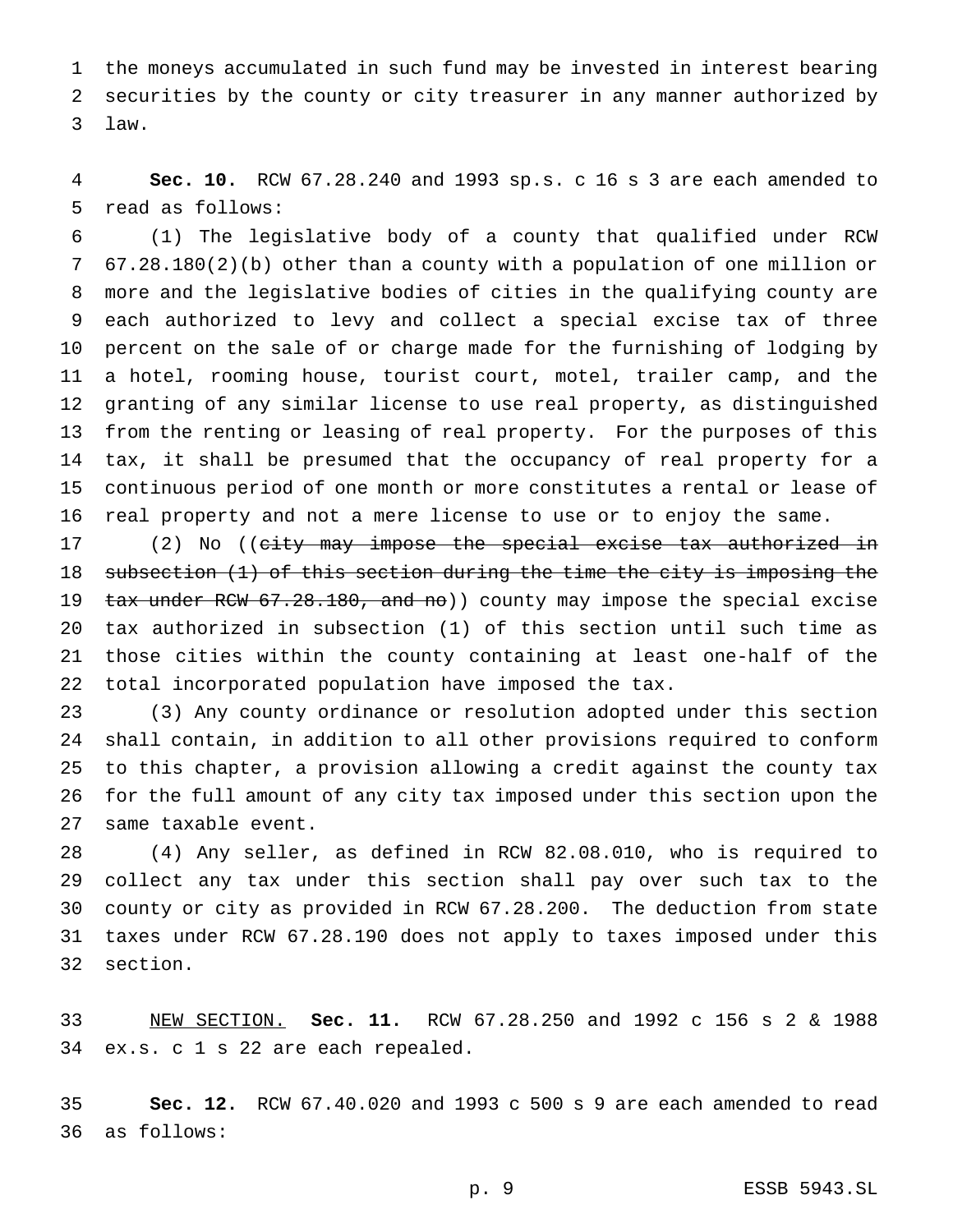the moneys accumulated in such fund may be invested in interest bearing securities by the county or city treasurer in any manner authorized by law.

**Sec. 10.** RCW 67.28.240 and 1993 sp.s. c 16 s 3 are each amended to read as follows:

(1) The legislative body of a county that qualified under RCW 67.28.180(2)(b) other than a county with a population of one million or more and the legislative bodies of cities in the qualifying county are each authorized to levy and collect a special excise tax of three percent on the sale of or charge made for the furnishing of lodging by a hotel, rooming house, tourist court, motel, trailer camp, and the granting of any similar license to use real property, as distinguished from the renting or leasing of real property. For the purposes of this tax, it shall be presumed that the occupancy of real property for a continuous period of one month or more constitutes a rental or lease of real property and not a mere license to use or to enjoy the same.

(2) No ((~~city may impose the special excise tax authorized in subsection (1) of this section during the time the city is imposing the tax under RCW 67.28.180, and no~~)) county may impose the special excise tax authorized in subsection (1) of this section until such time as those cities within the county containing at least one-half of the total incorporated population have imposed the tax.

(3) Any county ordinance or resolution adopted under this section shall contain, in addition to all other provisions required to conform to this chapter, a provision allowing a credit against the county tax for the full amount of any city tax imposed under this section upon the same taxable event.

(4) Any seller, as defined in RCW 82.08.010, who is required to collect any tax under this section shall pay over such tax to the county or city as provided in RCW 67.28.200. The deduction from state taxes under RCW 67.28.190 does not apply to taxes imposed under this section.

<u>NEW SECTION.</u> **Sec. 11.** RCW 67.28.250 and 1992 c 156 s 2 & 1988 ex.s. c 1 s 22 are each repealed.

**Sec. 12.** RCW 67.40.020 and 1993 c 500 s 9 are each amended to read as follows: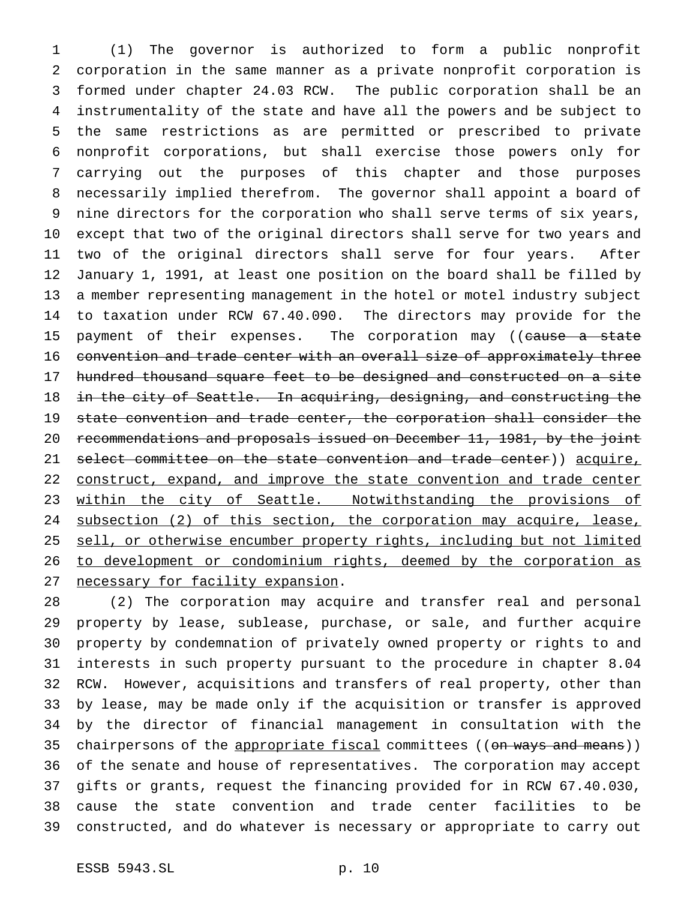(1) The governor is authorized to form a public nonprofit corporation in the same manner as a private nonprofit corporation is formed under chapter 24.03 RCW. The public corporation shall be an instrumentality of the state and have all the powers and be subject to the same restrictions as are permitted or prescribed to private nonprofit corporations, but shall exercise those powers only for carrying out the purposes of this chapter and those purposes necessarily implied therefrom. The governor shall appoint a board of nine directors for the corporation who shall serve terms of six years, except that two of the original directors shall serve for two years and two of the original directors shall serve for four years. After January 1, 1991, at least one position on the board shall be filled by a member representing management in the hotel or motel industry subject to taxation under RCW 67.40.090. The directors may provide for the payment of their expenses. The corporation may ((~~cause a state convention and trade center with an overall size of approximately three hundred thousand square feet to be designed and constructed on a site in the city of Seattle. In acquiring, designing, and constructing the state convention and trade center, the corporation shall consider the recommendations and proposals issued on December 11, 1981, by the joint select committee on the state convention and trade center~~)) <u>acquire, construct, expand, and improve the state convention and trade center within the city of Seattle. Notwithstanding the provisions of subsection (2) of this section, the corporation may acquire, lease, sell, or otherwise encumber property rights, including but not limited to development or condominium rights, deemed by the corporation as necessary for facility expansion</u>.

(2) The corporation may acquire and transfer real and personal property by lease, sublease, purchase, or sale, and further acquire property by condemnation of privately owned property or rights to and interests in such property pursuant to the procedure in chapter 8.04 RCW. However, acquisitions and transfers of real property, other than by lease, may be made only if the acquisition or transfer is approved by the director of financial management in consultation with the chairpersons of the <u>appropriate fiscal</u> committees ((~~on ways and means~~)) of the senate and house of representatives. The corporation may accept gifts or grants, request the financing provided for in RCW 67.40.030, cause the state convention and trade center facilities to be constructed, and do whatever is necessary or appropriate to carry out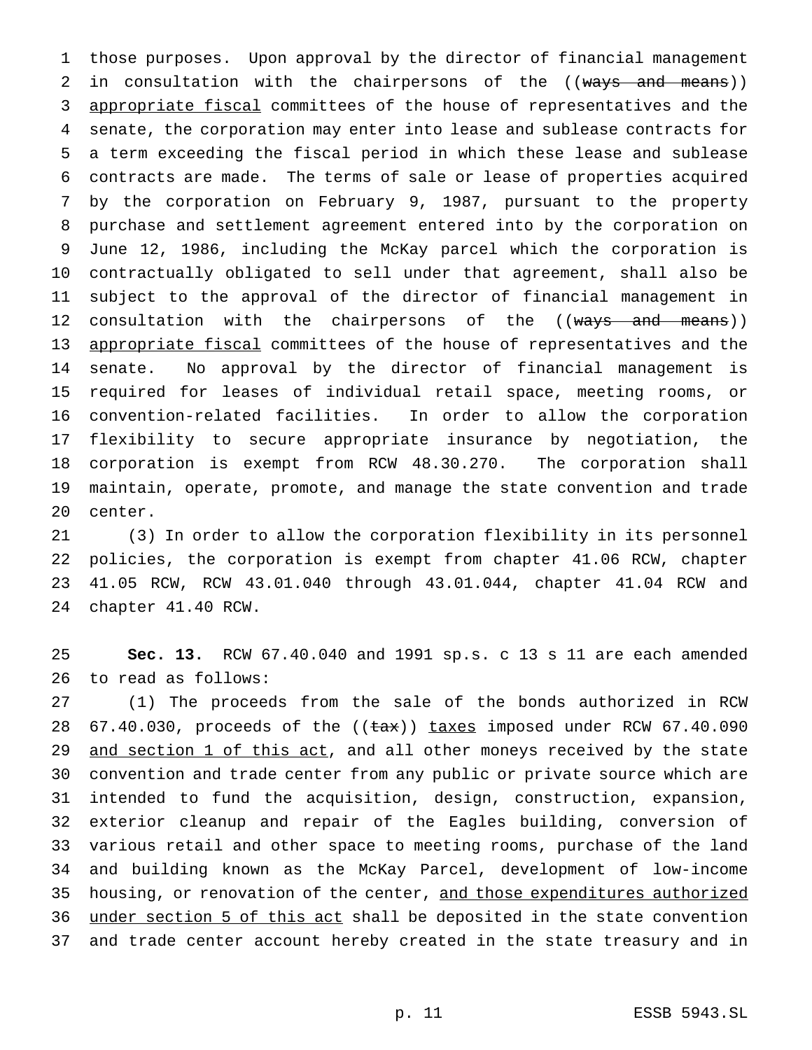those purposes. Upon approval by the director of financial management in consultation with the chairpersons of the ((~~ways and means~~)) <u>appropriate fiscal</u> committees of the house of representatives and the senate, the corporation may enter into lease and sublease contracts for a term exceeding the fiscal period in which these lease and sublease contracts are made. The terms of sale or lease of properties acquired by the corporation on February 9, 1987, pursuant to the property purchase and settlement agreement entered into by the corporation on June 12, 1986, including the McKay parcel which the corporation is contractually obligated to sell under that agreement, shall also be subject to the approval of the director of financial management in consultation with the chairpersons of the ((~~ways and means~~)) <u>appropriate fiscal</u> committees of the house of representatives and the senate. No approval by the director of financial management is required for leases of individual retail space, meeting rooms, or convention-related facilities. In order to allow the corporation flexibility to secure appropriate insurance by negotiation, the corporation is exempt from RCW 48.30.270. The corporation shall maintain, operate, promote, and manage the state convention and trade center.

(3) In order to allow the corporation flexibility in its personnel policies, the corporation is exempt from chapter 41.06 RCW, chapter 41.05 RCW, RCW 43.01.040 through 43.01.044, chapter 41.04 RCW and chapter 41.40 RCW.

**Sec. 13.** RCW 67.40.040 and 1991 sp.s. c 13 s 11 are each amended to read as follows:

(1) The proceeds from the sale of the bonds authorized in RCW 67.40.030, proceeds of the ((~~tax~~)) <u>taxes</u> imposed under RCW 67.40.090 <u>and section 1 of this act</u>, and all other moneys received by the state convention and trade center from any public or private source which are intended to fund the acquisition, design, construction, expansion, exterior cleanup and repair of the Eagles building, conversion of various retail and other space to meeting rooms, purchase of the land and building known as the McKay Parcel, development of low-income housing, or renovation of the center, <u>and those expenditures authorized under section 5 of this act</u> shall be deposited in the state convention and trade center account hereby created in the state treasury and in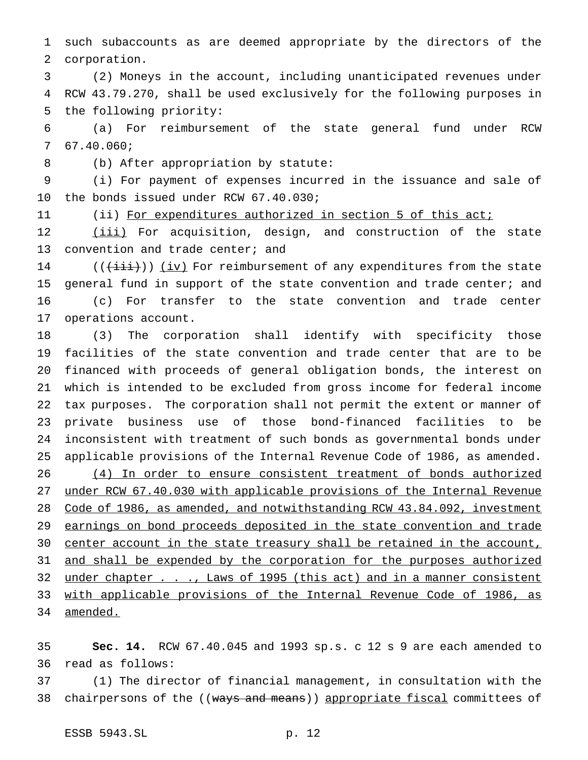such subaccounts as are deemed appropriate by the directors of the corporation.

(2) Moneys in the account, including unanticipated revenues under RCW 43.79.270, shall be used exclusively for the following purposes in the following priority:

(a) For reimbursement of the state general fund under RCW 67.40.060;

(b) After appropriation by statute:

(i) For payment of expenses incurred in the issuance and sale of the bonds issued under RCW 67.40.030;

(ii) For expenditures authorized in section 5 of this act;

(iii) For acquisition, design, and construction of the state convention and trade center; and

(((iii))) (iv) For reimbursement of any expenditures from the state general fund in support of the state convention and trade center; and

(c) For transfer to the state convention and trade center operations account.

(3) The corporation shall identify with specificity those facilities of the state convention and trade center that are to be financed with proceeds of general obligation bonds, the interest on which is intended to be excluded from gross income for federal income tax purposes. The corporation shall not permit the extent or manner of private business use of those bond-financed facilities to be inconsistent with treatment of such bonds as governmental bonds under applicable provisions of the Internal Revenue Code of 1986, as amended.

(4) In order to ensure consistent treatment of bonds authorized under RCW 67.40.030 with applicable provisions of the Internal Revenue Code of 1986, as amended, and notwithstanding RCW 43.84.092, investment earnings on bond proceeds deposited in the state convention and trade center account in the state treasury shall be retained in the account, and shall be expended by the corporation for the purposes authorized under chapter . . ., Laws of 1995 (this act) and in a manner consistent with applicable provisions of the Internal Revenue Code of 1986, as amended.

**Sec. 14.** RCW 67.40.045 and 1993 sp.s. c 12 s 9 are each amended to read as follows:

(1) The director of financial management, in consultation with the chairpersons of the ((ways and means)) appropriate fiscal committees of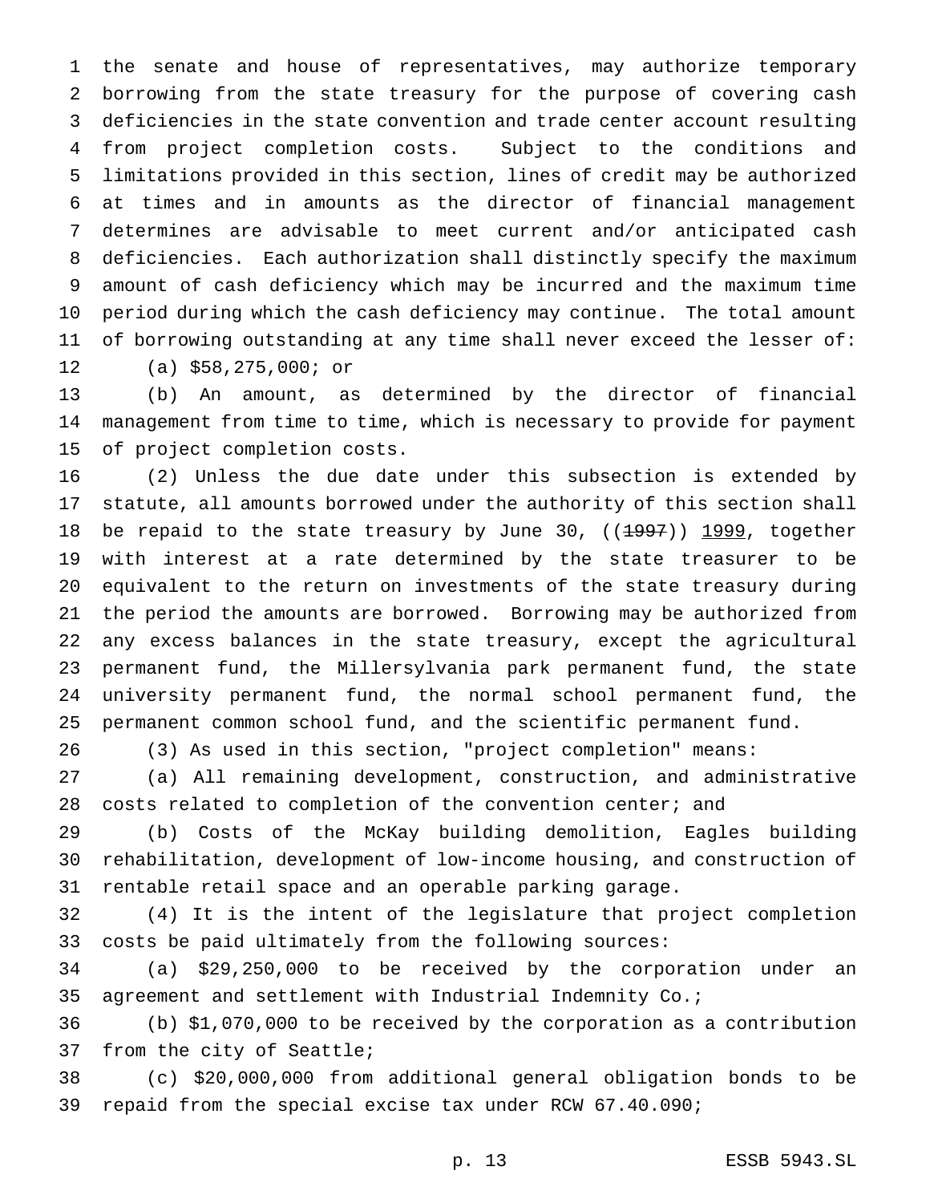the senate and house of representatives, may authorize temporary borrowing from the state treasury for the purpose of covering cash deficiencies in the state convention and trade center account resulting from project completion costs. Subject to the conditions and limitations provided in this section, lines of credit may be authorized at times and in amounts as the director of financial management determines are advisable to meet current and/or anticipated cash deficiencies. Each authorization shall distinctly specify the maximum amount of cash deficiency which may be incurred and the maximum time period during which the cash deficiency may continue. The total amount of borrowing outstanding at any time shall never exceed the lesser of:

(a) $58,275,000; or

(b) An amount, as determined by the director of financial management from time to time, which is necessary to provide for payment of project completion costs.

(2) Unless the due date under this subsection is extended by statute, all amounts borrowed under the authority of this section shall be repaid to the state treasury by June 30, ((~~1997~~)) <u>1999</u>, together with interest at a rate determined by the state treasurer to be equivalent to the return on investments of the state treasury during the period the amounts are borrowed. Borrowing may be authorized from any excess balances in the state treasury, except the agricultural permanent fund, the Millersylvania park permanent fund, the state university permanent fund, the normal school permanent fund, the permanent common school fund, and the scientific permanent fund.

(3) As used in this section, "project completion" means:

(a) All remaining development, construction, and administrative costs related to completion of the convention center; and

(b) Costs of the McKay building demolition, Eagles building rehabilitation, development of low-income housing, and construction of rentable retail space and an operable parking garage.

(4) It is the intent of the legislature that project completion costs be paid ultimately from the following sources:

(a) $29,250,000 to be received by the corporation under an agreement and settlement with Industrial Indemnity Co.;

(b) $1,070,000 to be received by the corporation as a contribution from the city of Seattle;

(c) $20,000,000 from additional general obligation bonds to be repaid from the special excise tax under RCW 67.40.090;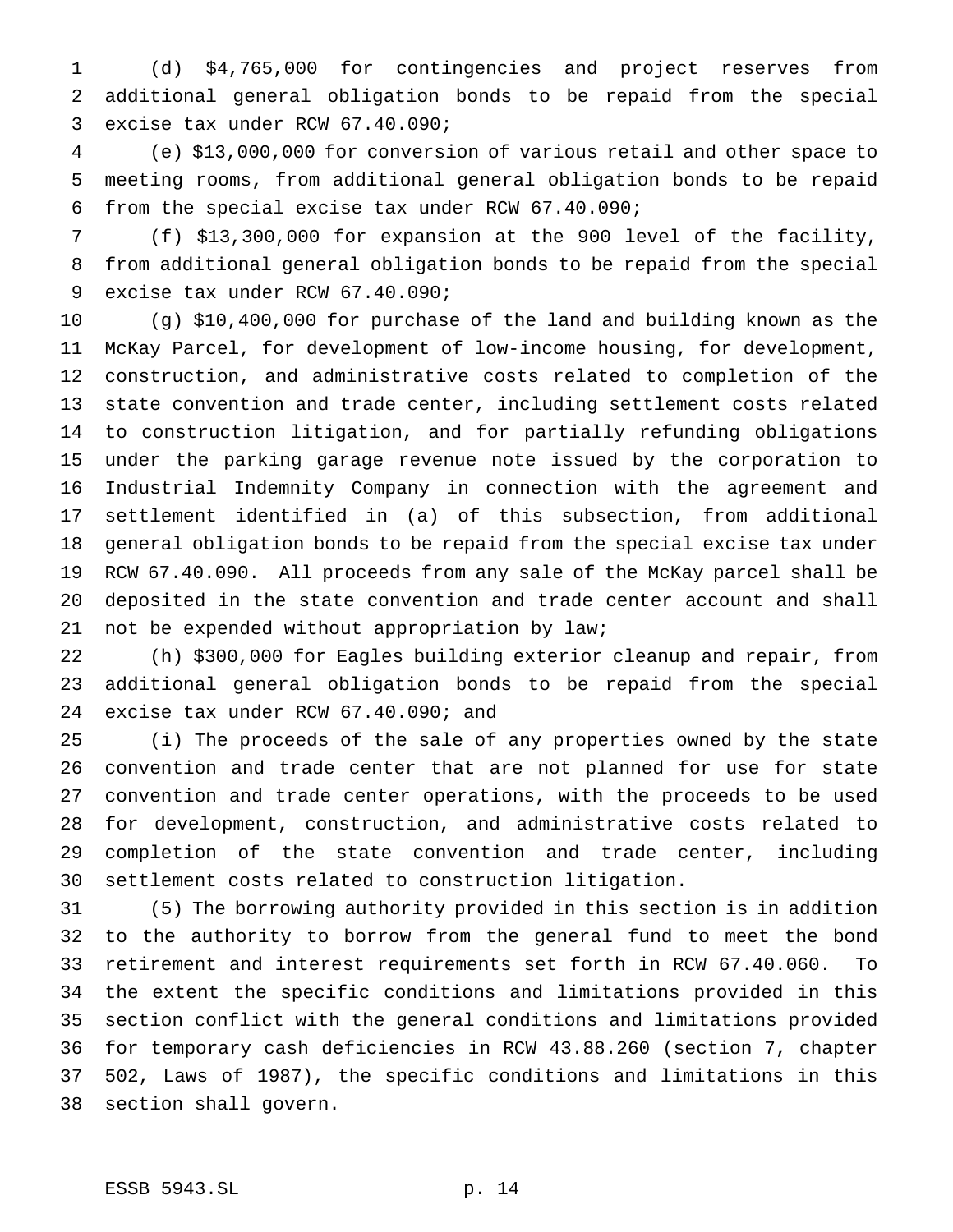(d) $4,765,000 for contingencies and project reserves from additional general obligation bonds to be repaid from the special excise tax under RCW 67.40.090;

(e) $13,000,000 for conversion of various retail and other space to meeting rooms, from additional general obligation bonds to be repaid from the special excise tax under RCW 67.40.090;

(f) $13,300,000 for expansion at the 900 level of the facility, from additional general obligation bonds to be repaid from the special excise tax under RCW 67.40.090;

(g) $10,400,000 for purchase of the land and building known as the McKay Parcel, for development of low-income housing, for development, construction, and administrative costs related to completion of the state convention and trade center, including settlement costs related to construction litigation, and for partially refunding obligations under the parking garage revenue note issued by the corporation to Industrial Indemnity Company in connection with the agreement and settlement identified in (a) of this subsection, from additional general obligation bonds to be repaid from the special excise tax under RCW 67.40.090. All proceeds from any sale of the McKay parcel shall be deposited in the state convention and trade center account and shall not be expended without appropriation by law;

(h) $300,000 for Eagles building exterior cleanup and repair, from additional general obligation bonds to be repaid from the special excise tax under RCW 67.40.090; and

(i) The proceeds of the sale of any properties owned by the state convention and trade center that are not planned for use for state convention and trade center operations, with the proceeds to be used for development, construction, and administrative costs related to completion of the state convention and trade center, including settlement costs related to construction litigation.

(5) The borrowing authority provided in this section is in addition to the authority to borrow from the general fund to meet the bond retirement and interest requirements set forth in RCW 67.40.060. To the extent the specific conditions and limitations provided in this section conflict with the general conditions and limitations provided for temporary cash deficiencies in RCW 43.88.260 (section 7, chapter 502, Laws of 1987), the specific conditions and limitations in this section shall govern.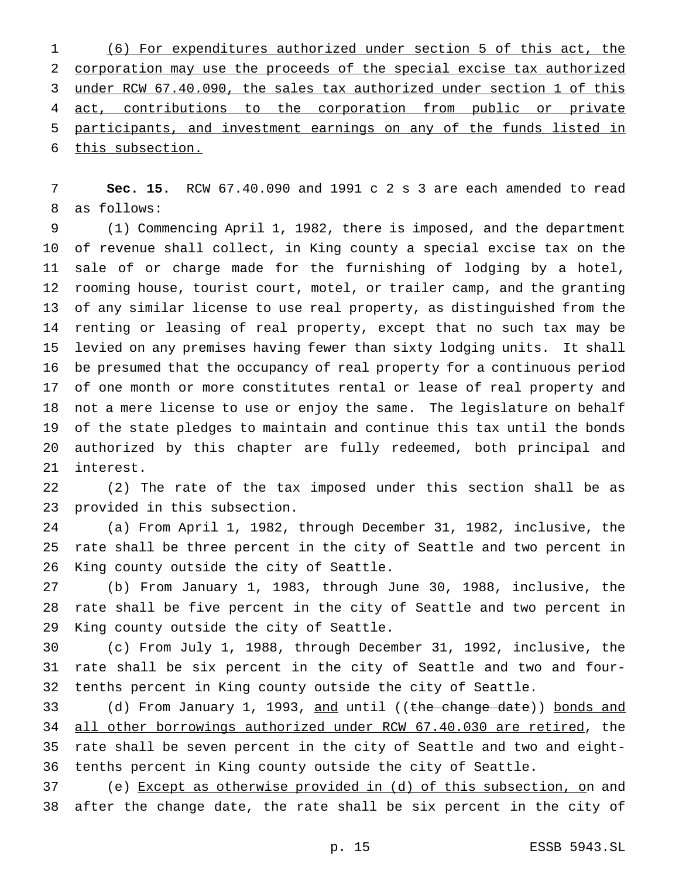(6) For expenditures authorized under section 5 of this act, the corporation may use the proceeds of the special excise tax authorized under RCW 67.40.090, the sales tax authorized under section 1 of this act, contributions to the corporation from public or private participants, and investment earnings on any of the funds listed in this subsection.

**Sec. 15.** RCW 67.40.090 and 1991 c 2 s 3 are each amended to read as follows:

(1) Commencing April 1, 1982, there is imposed, and the department of revenue shall collect, in King county a special excise tax on the sale of or charge made for the furnishing of lodging by a hotel, rooming house, tourist court, motel, or trailer camp, and the granting of any similar license to use real property, as distinguished from the renting or leasing of real property, except that no such tax may be levied on any premises having fewer than sixty lodging units. It shall be presumed that the occupancy of real property for a continuous period of one month or more constitutes rental or lease of real property and not a mere license to use or enjoy the same. The legislature on behalf of the state pledges to maintain and continue this tax until the bonds authorized by this chapter are fully redeemed, both principal and interest.

(2) The rate of the tax imposed under this section shall be as provided in this subsection.

(a) From April 1, 1982, through December 31, 1982, inclusive, the rate shall be three percent in the city of Seattle and two percent in King county outside the city of Seattle.

(b) From January 1, 1983, through June 30, 1988, inclusive, the rate shall be five percent in the city of Seattle and two percent in King county outside the city of Seattle.

(c) From July 1, 1988, through December 31, 1992, inclusive, the rate shall be six percent in the city of Seattle and two and four-tenths percent in King county outside the city of Seattle.

(d) From January 1, 1993, and until ((~~the change date~~)) bonds and all other borrowings authorized under RCW 67.40.030 are retired, the rate shall be seven percent in the city of Seattle and two and eight-tenths percent in King county outside the city of Seattle.

(e) Except as otherwise provided in (d) of this subsection, on and after the change date, the rate shall be six percent in the city of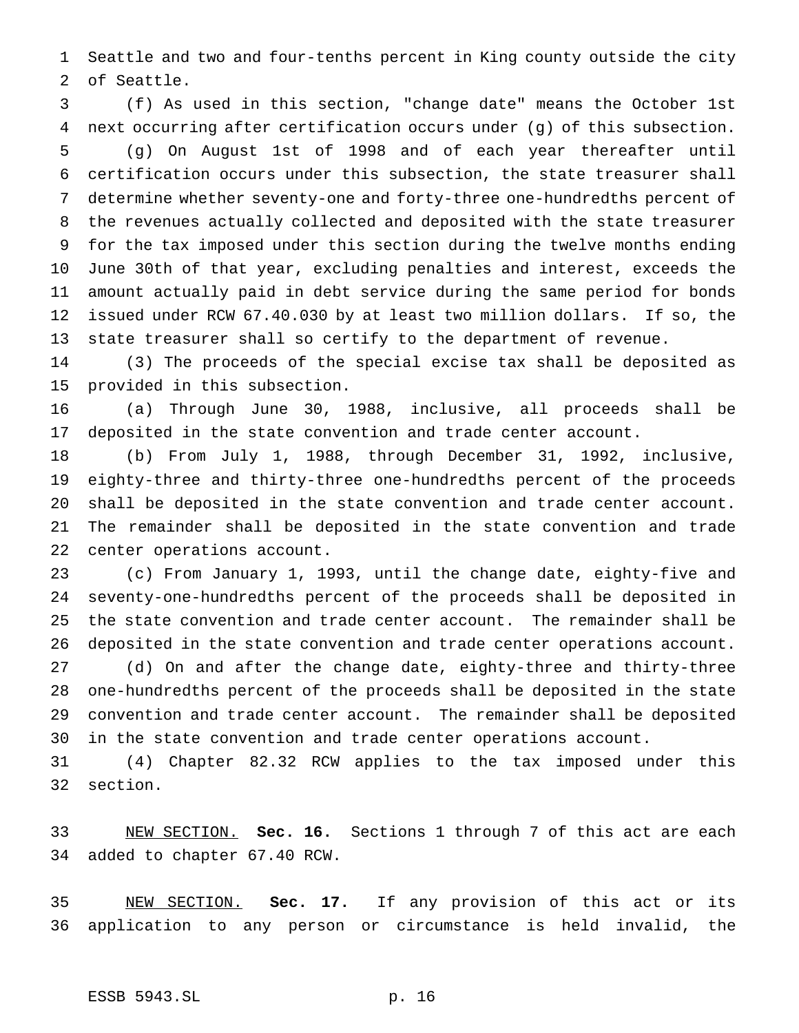Seattle and two and four-tenths percent in King county outside the city of Seattle.

(f) As used in this section, "change date" means the October 1st next occurring after certification occurs under (g) of this subsection.

(g) On August 1st of 1998 and of each year thereafter until certification occurs under this subsection, the state treasurer shall determine whether seventy-one and forty-three one-hundredths percent of the revenues actually collected and deposited with the state treasurer for the tax imposed under this section during the twelve months ending June 30th of that year, excluding penalties and interest, exceeds the amount actually paid in debt service during the same period for bonds issued under RCW 67.40.030 by at least two million dollars. If so, the state treasurer shall so certify to the department of revenue.

(3) The proceeds of the special excise tax shall be deposited as provided in this subsection.

(a) Through June 30, 1988, inclusive, all proceeds shall be deposited in the state convention and trade center account.

(b) From July 1, 1988, through December 31, 1992, inclusive, eighty-three and thirty-three one-hundredths percent of the proceeds shall be deposited in the state convention and trade center account. The remainder shall be deposited in the state convention and trade center operations account.

(c) From January 1, 1993, until the change date, eighty-five and seventy-one-hundredths percent of the proceeds shall be deposited in the state convention and trade center account. The remainder shall be deposited in the state convention and trade center operations account.

(d) On and after the change date, eighty-three and thirty-three one-hundredths percent of the proceeds shall be deposited in the state convention and trade center account. The remainder shall be deposited in the state convention and trade center operations account.

(4) Chapter 82.32 RCW applies to the tax imposed under this section.

NEW SECTION. **Sec. 16.** Sections 1 through 7 of this act are each added to chapter 67.40 RCW.

NEW SECTION. **Sec. 17.** If any provision of this act or its application to any person or circumstance is held invalid, the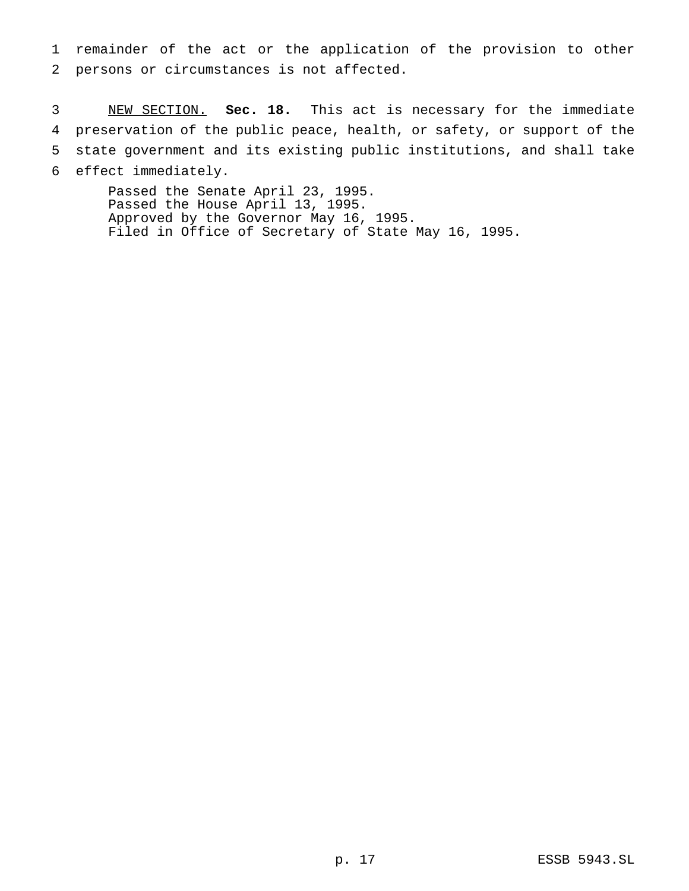remainder of the act or the application of the provision to other persons or circumstances is not affected.

NEW SECTION. **Sec. 18.** This act is necessary for the immediate preservation of the public peace, health, or safety, or support of the state government and its existing public institutions, and shall take effect immediately.

Passed the Senate April 23, 1995.
Passed the House April 13, 1995.
Approved by the Governor May 16, 1995.
Filed in Office of Secretary of State May 16, 1995.